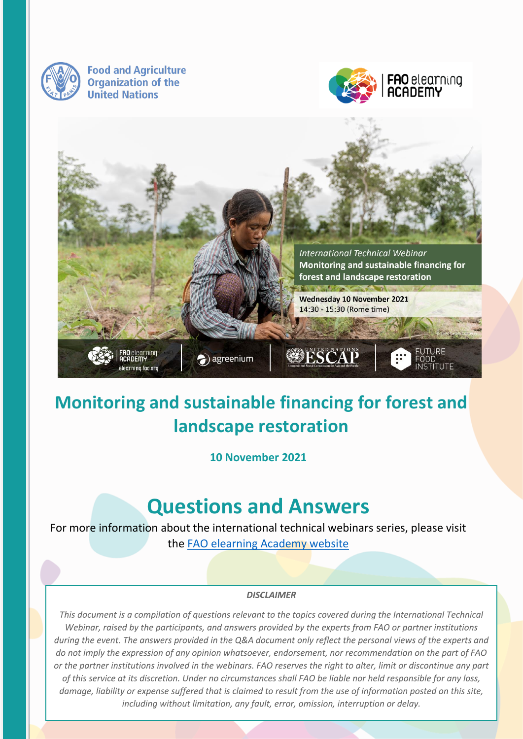Food and Agriculture Organization of the United Nations

FAO elearning ACADEMY

# Monitoring and sustainable financing for forest and landscape restoration

**10 November 2021**

# Questions and Answers

For more information about the international technical webinars series, please visit the [FAO elearning Academy website]()

***DISCLAIMER***

*This document is a compilation of questions relevant to the topics covered during the International Technical Webinar, raised by the participants, and answers provided by the experts from FAO or partner institutions during the event. The answers provided in the Q&A document only reflect the personal views of the experts and do not imply the expression of any opinion whatsoever, endorsement, nor recommendation on the part of FAO or the partner institutions involved in the webinars. FAO reserves the right to alter, limit or discontinue any part of this service at its discretion. Under no circumstances shall FAO be liable nor held responsible for any loss, damage, liability or expense suffered that is claimed to result from the use of information posted on this site, including without limitation, any fault, error, omission, interruption or delay.*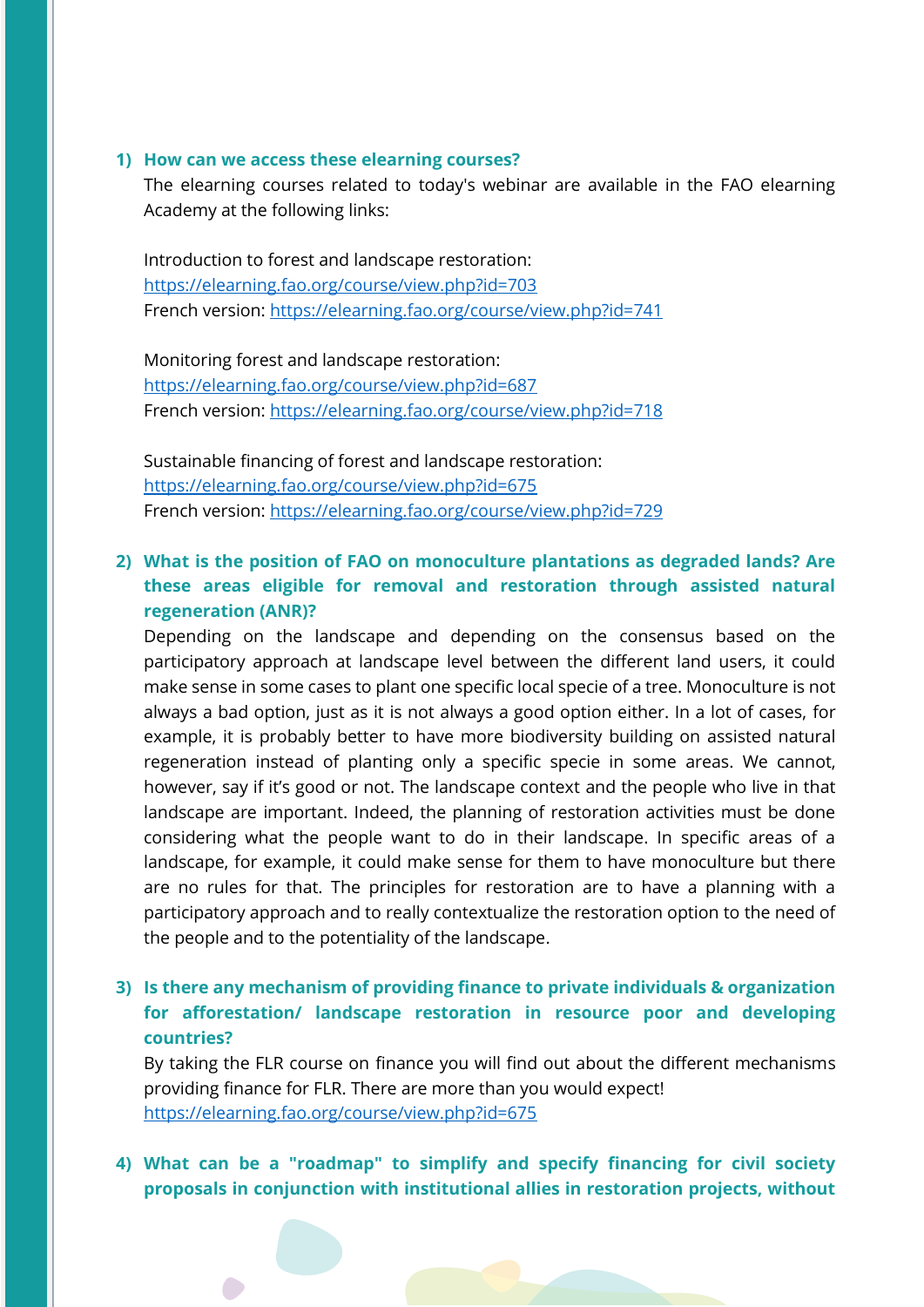1) **How can we access these elearning courses?**

   The elearning courses related to today's webinar are available in the FAO elearning Academy at the following links:

   Introduction to forest and landscape restoration:
   https://elearning.fao.org/course/view.php?id=703
   French version: https://elearning.fao.org/course/view.php?id=741

   Monitoring forest and landscape restoration:
   https://elearning.fao.org/course/view.php?id=687
   French version: https://elearning.fao.org/course/view.php?id=718

   Sustainable financing of forest and landscape restoration:
   https://elearning.fao.org/course/view.php?id=675
   French version: https://elearning.fao.org/course/view.php?id=729

2) **What is the position of FAO on monoculture plantations as degraded lands? Are these areas eligible for removal and restoration through assisted natural regeneration (ANR)?**

   Depending on the landscape and depending on the consensus based on the participatory approach at landscape level between the different land users, it could make sense in some cases to plant one specific local specie of a tree. Monoculture is not always a bad option, just as it is not always a good option either. In a lot of cases, for example, it is probably better to have more biodiversity building on assisted natural regeneration instead of planting only a specific specie in some areas. We cannot, however, say if it's good or not. The landscape context and the people who live in that landscape are important. Indeed, the planning of restoration activities must be done considering what the people want to do in their landscape. In specific areas of a landscape, for example, it could make sense for them to have monoculture but there are no rules for that. The principles for restoration are to have a planning with a participatory approach and to really contextualize the restoration option to the need of the people and to the potentiality of the landscape.

3) **Is there any mechanism of providing finance to private individuals & organization for afforestation/ landscape restoration in resource poor and developing countries?**

   By taking the FLR course on finance you will find out about the different mechanisms providing finance for FLR. There are more than you would expect!
   https://elearning.fao.org/course/view.php?id=675

4) **What can be a "roadmap" to simplify and specify financing for civil society proposals in conjunction with institutional allies in restoration projects, without**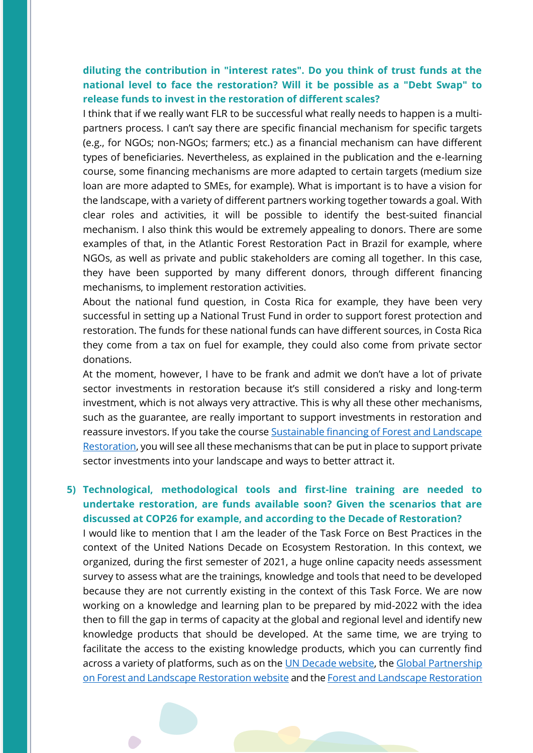**diluting the contribution in "interest rates". Do you think of trust funds at the national level to face the restoration? Will it be possible as a "Debt Swap" to release funds to invest in the restoration of different scales?**

I think that if we really want FLR to be successful what really needs to happen is a multi-partners process. I can't say there are specific financial mechanism for specific targets (e.g., for NGOs; non-NGOs; farmers; etc.) as a financial mechanism can have different types of beneficiaries. Nevertheless, as explained in the publication and the e-learning course, some financing mechanisms are more adapted to certain targets (medium size loan are more adapted to SMEs, for example). What is important is to have a vision for the landscape, with a variety of different partners working together towards a goal. With clear roles and activities, it will be possible to identify the best-suited financial mechanism. I also think this would be extremely appealing to donors. There are some examples of that, in the Atlantic Forest Restoration Pact in Brazil for example, where NGOs, as well as private and public stakeholders are coming all together. In this case, they have been supported by many different donors, through different financing mechanisms, to implement restoration activities.

About the national fund question, in Costa Rica for example, they have been very successful in setting up a National Trust Fund in order to support forest protection and restoration. The funds for these national funds can have different sources, in Costa Rica they come from a tax on fuel for example, they could also come from private sector donations.

At the moment, however, I have to be frank and admit we don't have a lot of private sector investments in restoration because it's still considered a risky and long-term investment, which is not always very attractive. This is why all these other mechanisms, such as the guarantee, are really important to support investments in restoration and reassure investors. If you take the course Sustainable financing of Forest and Landscape Restoration, you will see all these mechanisms that can be put in place to support private sector investments into your landscape and ways to better attract it.

5) **Technological, methodological tools and first-line training are needed to undertake restoration, are funds available soon? Given the scenarios that are discussed at COP26 for example, and according to the Decade of Restoration?**

I would like to mention that I am the leader of the Task Force on Best Practices in the context of the United Nations Decade on Ecosystem Restoration. In this context, we organized, during the first semester of 2021, a huge online capacity needs assessment survey to assess what are the trainings, knowledge and tools that need to be developed because they are not currently existing in the context of this Task Force. We are now working on a knowledge and learning plan to be prepared by mid-2022 with the idea then to fill the gap in terms of capacity at the global and regional level and identify new knowledge products that should be developed. At the same time, we are trying to facilitate the access to the existing knowledge products, which you can currently find across a variety of platforms, such as on the UN Decade website, the Global Partnership on Forest and Landscape Restoration website and the Forest and Landscape Restoration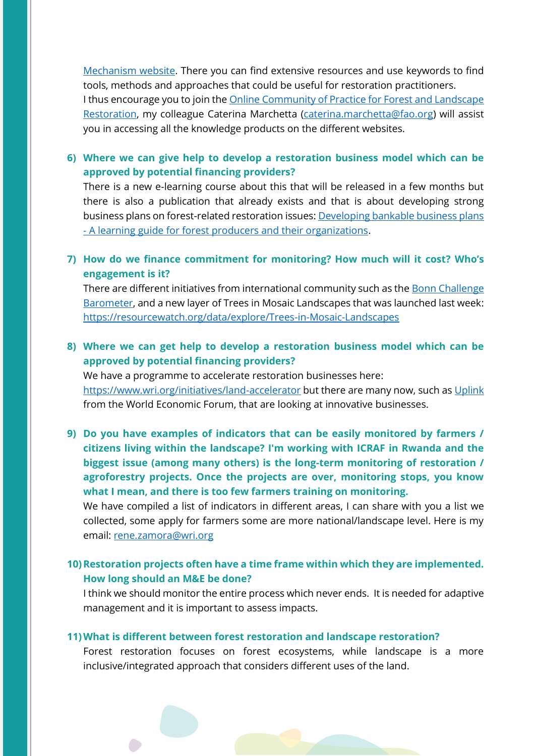[Mechanism website](#). There you can find extensive resources and use keywords to find tools, methods and approaches that could be useful for restoration practitioners.
I thus encourage you to join the [Online Community of Practice for Forest and Landscape Restoration](#), my colleague Caterina Marchetta (caterina.marchetta@fao.org) will assist you in accessing all the knowledge products on the different websites.

6) **Where we can give help to develop a restoration business model which can be approved by potential financing providers?**
There is a new e-learning course about this that will be released in a few months but there is also a publication that already exists and that is about developing strong business plans on forest-related restoration issues: [Developing bankable business plans - A learning guide for forest producers and their organizations](#).

7) **How do we finance commitment for monitoring? How much will it cost? Who's engagement is it?**
There are different initiatives from international community such as the [Bonn Challenge Barometer](#), and a new layer of Trees in Mosaic Landscapes that was launched last week: https://resourcewatch.org/data/explore/Trees-in-Mosaic-Landscapes

8) **Where we can get help to develop a restoration business model which can be approved by potential financing providers?**
We have a programme to accelerate restoration businesses here: https://www.wri.org/initiatives/land-accelerator but there are many now, such as [Uplink](#) from the World Economic Forum, that are looking at innovative businesses.

9) **Do you have examples of indicators that can be easily monitored by farmers / citizens living within the landscape? I'm working with ICRAF in Rwanda and the biggest issue (among many others) is the long-term monitoring of restoration / agroforestry projects. Once the projects are over, monitoring stops, you know what I mean, and there is too few farmers training on monitoring.**
We have compiled a list of indicators in different areas, I can share with you a list we collected, some apply for farmers some are more national/landscape level. Here is my email: rene.zamora@wri.org

10) **Restoration projects often have a time frame within which they are implemented. How long should an M&E be done?**
I think we should monitor the entire process which never ends. It is needed for adaptive management and it is important to assess impacts.

11) **What is different between forest restoration and landscape restoration?**
Forest restoration focuses on forest ecosystems, while landscape is a more inclusive/integrated approach that considers different uses of the land.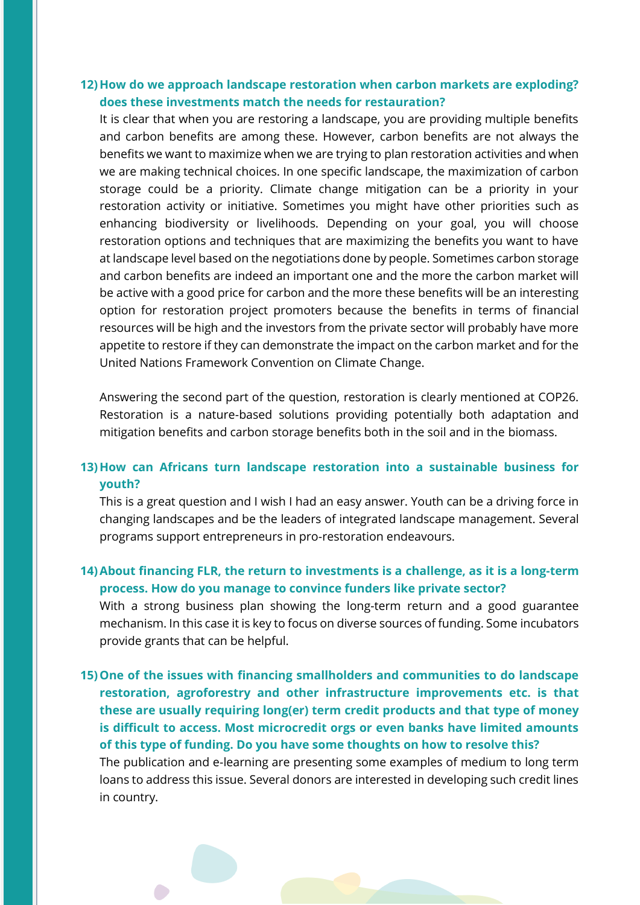**12) How do we approach landscape restoration when carbon markets are exploding? does these investments match the needs for restauration?**

It is clear that when you are restoring a landscape, you are providing multiple benefits and carbon benefits are among these. However, carbon benefits are not always the benefits we want to maximize when we are trying to plan restoration activities and when we are making technical choices. In one specific landscape, the maximization of carbon storage could be a priority. Climate change mitigation can be a priority in your restoration activity or initiative. Sometimes you might have other priorities such as enhancing biodiversity or livelihoods. Depending on your goal, you will choose restoration options and techniques that are maximizing the benefits you want to have at landscape level based on the negotiations done by people. Sometimes carbon storage and carbon benefits are indeed an important one and the more the carbon market will be active with a good price for carbon and the more these benefits will be an interesting option for restoration project promoters because the benefits in terms of financial resources will be high and the investors from the private sector will probably have more appetite to restore if they can demonstrate the impact on the carbon market and for the United Nations Framework Convention on Climate Change.

Answering the second part of the question, restoration is clearly mentioned at COP26. Restoration is a nature-based solutions providing potentially both adaptation and mitigation benefits and carbon storage benefits both in the soil and in the biomass.

**13) How can Africans turn landscape restoration into a sustainable business for youth?**

This is a great question and I wish I had an easy answer. Youth can be a driving force in changing landscapes and be the leaders of integrated landscape management. Several programs support entrepreneurs in pro-restoration endeavours.

**14) About financing FLR, the return to investments is a challenge, as it is a long-term process. How do you manage to convince funders like private sector?**

With a strong business plan showing the long-term return and a good guarantee mechanism. In this case it is key to focus on diverse sources of funding. Some incubators provide grants that can be helpful.

**15) One of the issues with financing smallholders and communities to do landscape restoration, agroforestry and other infrastructure improvements etc. is that these are usually requiring long(er) term credit products and that type of money is difficult to access. Most microcredit orgs or even banks have limited amounts of this type of funding. Do you have some thoughts on how to resolve this?**

The publication and e-learning are presenting some examples of medium to long term loans to address this issue. Several donors are interested in developing such credit lines in country.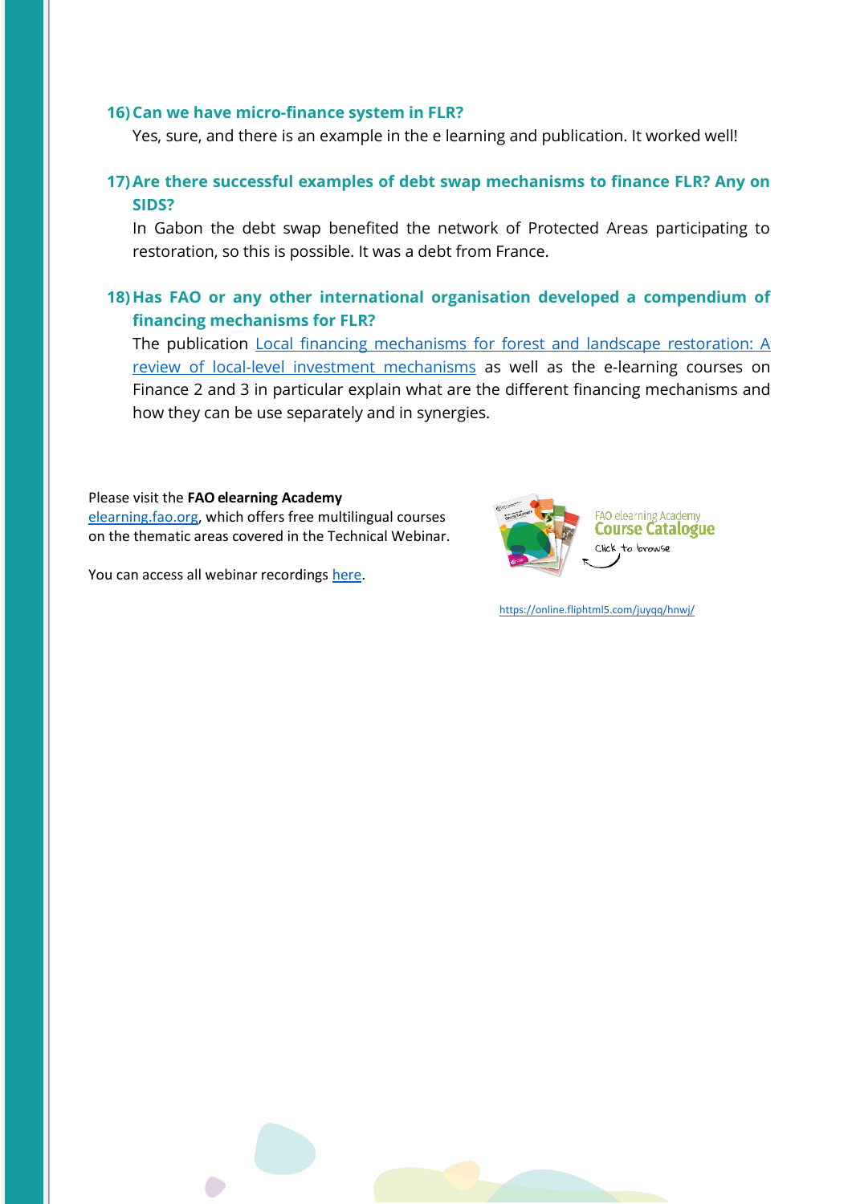### 16) Can we have micro-finance system in FLR?

Yes, sure, and there is an example in the e learning and publication. It worked well!

### 17) Are there successful examples of debt swap mechanisms to finance FLR? Any on SIDS?

In Gabon the debt swap benefited the network of Protected Areas participating to restoration, so this is possible. It was a debt from France.

### 18) Has FAO or any other international organisation developed a compendium of financing mechanisms for FLR?

The publication Local financing mechanisms for forest and landscape restoration: A review of local-level investment mechanisms as well as the e-learning courses on Finance 2 and 3 in particular explain what are the different financing mechanisms and how they can be use separately and in synergies.

Please visit the **FAO elearning Academy** elearning.fao.org, which offers free multilingual courses on the thematic areas covered in the Technical Webinar.

You can access all webinar recordings here.

FAO elearning Academy
Course Catalogue
Click to browse

https://online.fliphtml5.com/juyqq/hnwj/